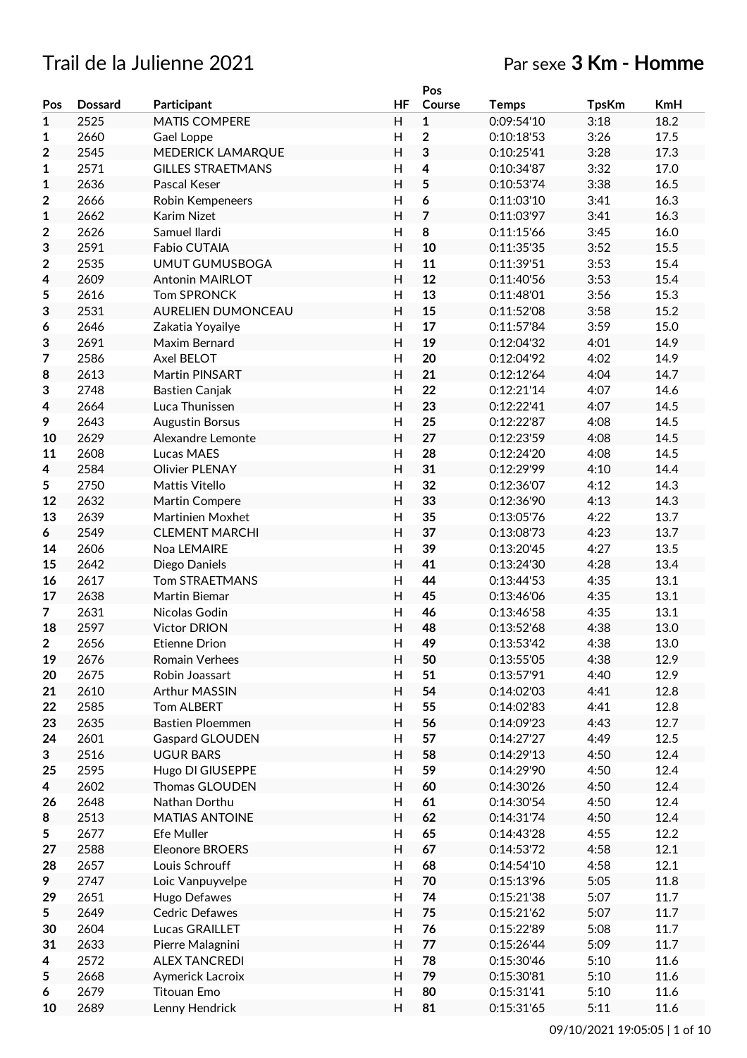# Trail de la Julienne 2021

Par sexe **3 Km - Homme**

| Pos | Dossard | Participant | HF | Pos Course | Temps | TpsKm | KmH |
|---|---|---|---|---|---|---|---|
| **1** | 2525 | MATIS COMPERE | H | **1** | 0:09:54'10 | 3:18 | 18.2 |
| **1** | 2660 | Gael Loppe | H | **2** | 0:10:18'53 | 3:26 | 17.5 |
| **2** | 2545 | MEDERICK LAMARQUE | H | **3** | 0:10:25'41 | 3:28 | 17.3 |
| **1** | 2571 | GILLES STRAETMANS | H | **4** | 0:10:34'87 | 3:32 | 17.0 |
| **1** | 2636 | Pascal Keser | H | **5** | 0:10:53'74 | 3:38 | 16.5 |
| **2** | 2666 | Robin Kempeneers | H | **6** | 0:11:03'10 | 3:41 | 16.3 |
| **1** | 2662 | Karim Nizet | H | **7** | 0:11:03'97 | 3:41 | 16.3 |
| **2** | 2626 | Samuel Ilardi | H | **8** | 0:11:15'66 | 3:45 | 16.0 |
| **3** | 2591 | Fabio CUTAIA | H | **10** | 0:11:35'35 | 3:52 | 15.5 |
| **2** | 2535 | UMUT GUMUSBOGA | H | **11** | 0:11:39'51 | 3:53 | 15.4 |
| **4** | 2609 | Antonin MAIRLOT | H | **12** | 0:11:40'56 | 3:53 | 15.4 |
| **5** | 2616 | Tom SPRONCK | H | **13** | 0:11:48'01 | 3:56 | 15.3 |
| **3** | 2531 | AURELIEN DUMONCEAU | H | **15** | 0:11:52'08 | 3:58 | 15.2 |
| **6** | 2646 | Zakatia Yoyailye | H | **17** | 0:11:57'84 | 3:59 | 15.0 |
| **3** | 2691 | Maxim Bernard | H | **19** | 0:12:04'32 | 4:01 | 14.9 |
| **7** | 2586 | Axel BELOT | H | **20** | 0:12:04'92 | 4:02 | 14.9 |
| **8** | 2613 | Martin PINSART | H | **21** | 0:12:12'64 | 4:04 | 14.7 |
| **3** | 2748 | Bastien Canjak | H | **22** | 0:12:21'14 | 4:07 | 14.6 |
| **4** | 2664 | Luca Thunissen | H | **23** | 0:12:22'41 | 4:07 | 14.5 |
| **9** | 2643 | Augustin Borsus | H | **25** | 0:12:22'87 | 4:08 | 14.5 |
| **10** | 2629 | Alexandre Lemonte | H | **27** | 0:12:23'59 | 4:08 | 14.5 |
| **11** | 2608 | Lucas MAES | H | **28** | 0:12:24'20 | 4:08 | 14.5 |
| **4** | 2584 | Olivier PLENAY | H | **31** | 0:12:29'99 | 4:10 | 14.4 |
| **5** | 2750 | Mattis Vitello | H | **32** | 0:12:36'07 | 4:12 | 14.3 |
| **12** | 2632 | Martin Compere | H | **33** | 0:12:36'90 | 4:13 | 14.3 |
| **13** | 2639 | Martinien Moxhet | H | **35** | 0:13:05'76 | 4:22 | 13.7 |
| **6** | 2549 | CLEMENT MARCHI | H | **37** | 0:13:08'73 | 4:23 | 13.7 |
| **14** | 2606 | Noa LEMAIRE | H | **39** | 0:13:20'45 | 4:27 | 13.5 |
| **15** | 2642 | Diego Daniels | H | **41** | 0:13:24'30 | 4:28 | 13.4 |
| **16** | 2617 | Tom STRAETMANS | H | **44** | 0:13:44'53 | 4:35 | 13.1 |
| **17** | 2638 | Martin Biemar | H | **45** | 0:13:46'06 | 4:35 | 13.1 |
| **7** | 2631 | Nicolas Godin | H | **46** | 0:13:46'58 | 4:35 | 13.1 |
| **18** | 2597 | Victor DRION | H | **48** | 0:13:52'68 | 4:38 | 13.0 |
| **2** | 2656 | Etienne Drion | H | **49** | 0:13:53'42 | 4:38 | 13.0 |
| **19** | 2676 | Romain Verhees | H | **50** | 0:13:55'05 | 4:38 | 12.9 |
| **20** | 2675 | Robin Joassart | H | **51** | 0:13:57'91 | 4:40 | 12.9 |
| **21** | 2610 | Arthur MASSIN | H | **54** | 0:14:02'03 | 4:41 | 12.8 |
| **22** | 2585 | Tom ALBERT | H | **55** | 0:14:02'83 | 4:41 | 12.8 |
| **23** | 2635 | Bastien Ploemmen | H | **56** | 0:14:09'23 | 4:43 | 12.7 |
| **24** | 2601 | Gaspard GLOUDEN | H | **57** | 0:14:27'27 | 4:49 | 12.5 |
| **3** | 2516 | UGUR BARS | H | **58** | 0:14:29'13 | 4:50 | 12.4 |
| **25** | 2595 | Hugo DI GIUSEPPE | H | **59** | 0:14:29'90 | 4:50 | 12.4 |
| **4** | 2602 | Thomas GLOUDEN | H | **60** | 0:14:30'26 | 4:50 | 12.4 |
| **26** | 2648 | Nathan Dorthu | H | **61** | 0:14:30'54 | 4:50 | 12.4 |
| **8** | 2513 | MATIAS ANTOINE | H | **62** | 0:14:31'74 | 4:50 | 12.4 |
| **5** | 2677 | Efe Muller | H | **65** | 0:14:43'28 | 4:55 | 12.2 |
| **27** | 2588 | Eleonore BROERS | H | **67** | 0:14:53'72 | 4:58 | 12.1 |
| **28** | 2657 | Louis Schrouff | H | **68** | 0:14:54'10 | 4:58 | 12.1 |
| **9** | 2747 | Loic Vanpuyvelpe | H | **70** | 0:15:13'96 | 5:05 | 11.8 |
| **29** | 2651 | Hugo Defawes | H | **74** | 0:15:21'38 | 5:07 | 11.7 |
| **5** | 2649 | Cedric Defawes | H | **75** | 0:15:21'62 | 5:07 | 11.7 |
| **30** | 2604 | Lucas GRAILLET | H | **76** | 0:15:22'89 | 5:08 | 11.7 |
| **31** | 2633 | Pierre Malagnini | H | **77** | 0:15:26'44 | 5:09 | 11.7 |
| **4** | 2572 | ALEX TANCREDI | H | **78** | 0:15:30'46 | 5:10 | 11.6 |
| **5** | 2668 | Aymerick Lacroix | H | **79** | 0:15:30'81 | 5:10 | 11.6 |
| **6** | 2679 | Titouan Emo | H | **80** | 0:15:31'41 | 5:10 | 11.6 |
| **10** | 2689 | Lenny Hendrick | H | **81** | 0:15:31'65 | 5:11 | 11.6 |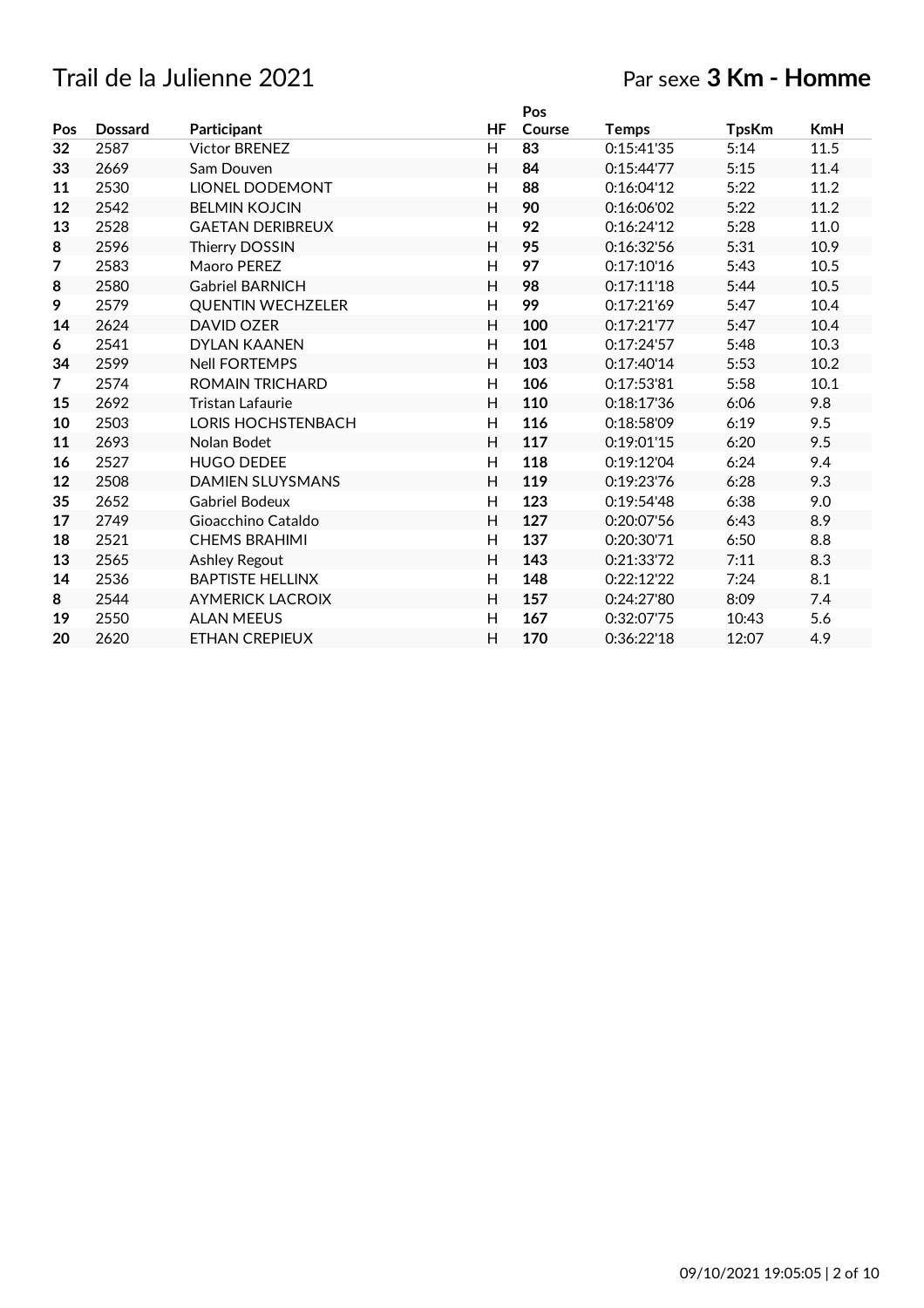# Trail de la Julienne 2021

Par sexe **3 Km - Homme**

| Pos | Dossard | Participant | HF | Pos Course | Temps | TpsKm | KmH |
|---|---|---|---|---|---|---|---|
| **32** | 2587 | Victor BRENEZ | H | **83** | 0:15:41'35 | 5:14 | 11.5 |
| **33** | 2669 | Sam Douven | H | **84** | 0:15:44'77 | 5:15 | 11.4 |
| **11** | 2530 | LIONEL DODEMONT | H | **88** | 0:16:04'12 | 5:22 | 11.2 |
| **12** | 2542 | BELMIN KOJCIN | H | **90** | 0:16:06'02 | 5:22 | 11.2 |
| **13** | 2528 | GAETAN DERIBREUX | H | **92** | 0:16:24'12 | 5:28 | 11.0 |
| **8** | 2596 | Thierry DOSSIN | H | **95** | 0:16:32'56 | 5:31 | 10.9 |
| **7** | 2583 | Maoro PEREZ | H | **97** | 0:17:10'16 | 5:43 | 10.5 |
| **8** | 2580 | Gabriel BARNICH | H | **98** | 0:17:11'18 | 5:44 | 10.5 |
| **9** | 2579 | QUENTIN WECHZELER | H | **99** | 0:17:21'69 | 5:47 | 10.4 |
| **14** | 2624 | DAVID OZER | H | **100** | 0:17:21'77 | 5:47 | 10.4 |
| **6** | 2541 | DYLAN KAANEN | H | **101** | 0:17:24'57 | 5:48 | 10.3 |
| **34** | 2599 | Nell FORTEMPS | H | **103** | 0:17:40'14 | 5:53 | 10.2 |
| **7** | 2574 | ROMAIN TRICHARD | H | **106** | 0:17:53'81 | 5:58 | 10.1 |
| **15** | 2692 | Tristan Lafaurie | H | **110** | 0:18:17'36 | 6:06 | 9.8 |
| **10** | 2503 | LORIS HOCHSTENBACH | H | **116** | 0:18:58'09 | 6:19 | 9.5 |
| **11** | 2693 | Nolan Bodet | H | **117** | 0:19:01'15 | 6:20 | 9.5 |
| **16** | 2527 | HUGO DEDEE | H | **118** | 0:19:12'04 | 6:24 | 9.4 |
| **12** | 2508 | DAMIEN SLUYSMANS | H | **119** | 0:19:23'76 | 6:28 | 9.3 |
| **35** | 2652 | Gabriel Bodeux | H | **123** | 0:19:54'48 | 6:38 | 9.0 |
| **17** | 2749 | Gioacchino Cataldo | H | **127** | 0:20:07'56 | 6:43 | 8.9 |
| **18** | 2521 | CHEMS BRAHIMI | H | **137** | 0:20:30'71 | 6:50 | 8.8 |
| **13** | 2565 | Ashley Regout | H | **143** | 0:21:33'72 | 7:11 | 8.3 |
| **14** | 2536 | BAPTISTE HELLINX | H | **148** | 0:22:12'22 | 7:24 | 8.1 |
| **8** | 2544 | AYMERICK LACROIX | H | **157** | 0:24:27'80 | 8:09 | 7.4 |
| **19** | 2550 | ALAN MEEUS | H | **167** | 0:32:07'75 | 10:43 | 5.6 |
| **20** | 2620 | ETHAN CREPIEUX | H | **170** | 0:36:22'18 | 12:07 | 4.9 |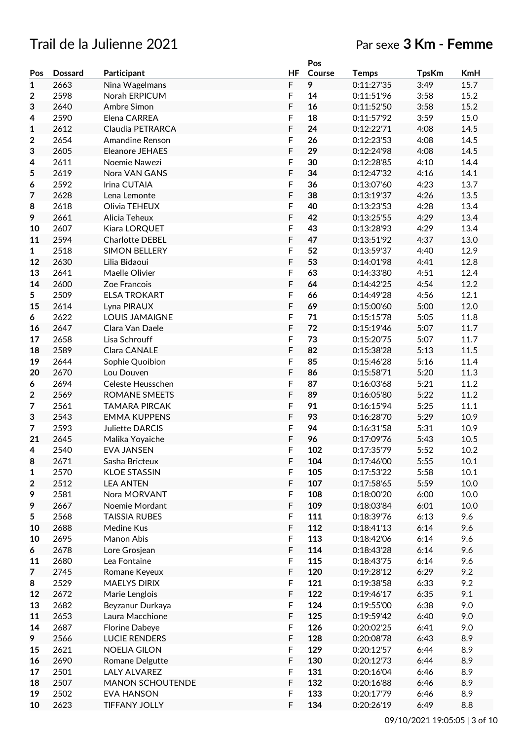# Trail de la Julienne 2021

## Par sexe **3 Km - Femme**

| Pos | Dossard | Participant | HF | Pos Course | Temps | TpsKm | KmH |
|---|---|---|---|---|---|---|---|
| 1 | 2663 | Nina Wagelmans | F | **9** | 0:11:27'35 | 3:49 | 15.7 |
| 2 | 2598 | Norah ERPICUM | F | **14** | 0:11:51'96 | 3:58 | 15.2 |
| 3 | 2640 | Ambre Simon | F | **16** | 0:11:52'50 | 3:58 | 15.2 |
| 4 | 2590 | Elena CARREA | F | **18** | 0:11:57'92 | 3:59 | 15.0 |
| 1 | 2612 | Claudia PETRARCA | F | **24** | 0:12:22'71 | 4:08 | 14.5 |
| 2 | 2654 | Amandine Renson | F | **26** | 0:12:23'53 | 4:08 | 14.5 |
| 3 | 2605 | Eleanore JEHAES | F | **29** | 0:12:24'98 | 4:08 | 14.5 |
| 4 | 2611 | Noemie Nawezi | F | **30** | 0:12:28'85 | 4:10 | 14.4 |
| 5 | 2619 | Nora VAN GANS | F | **34** | 0:12:47'32 | 4:16 | 14.1 |
| 6 | 2592 | Irina CUTAIA | F | **36** | 0:13:07'60 | 4:23 | 13.7 |
| 7 | 2628 | Lena Lemonte | F | **38** | 0:13:19'37 | 4:26 | 13.5 |
| 8 | 2618 | Olivia TEHEUX | F | **40** | 0:13:23'53 | 4:28 | 13.4 |
| 9 | 2661 | Alicia Teheux | F | **42** | 0:13:25'55 | 4:29 | 13.4 |
| 10 | 2607 | Kiara LORQUET | F | **43** | 0:13:28'93 | 4:29 | 13.4 |
| 11 | 2594 | Charlotte DEBEL | F | **47** | 0:13:51'92 | 4:37 | 13.0 |
| 1 | 2518 | SIMON BELLERY | F | **52** | 0:13:59'37 | 4:40 | 12.9 |
| 12 | 2630 | Lilia Bidaoui | F | **53** | 0:14:01'98 | 4:41 | 12.8 |
| 13 | 2641 | Maelle Olivier | F | **63** | 0:14:33'80 | 4:51 | 12.4 |
| 14 | 2600 | Zoe Francois | F | **64** | 0:14:42'25 | 4:54 | 12.2 |
| 5 | 2509 | ELSA TROKART | F | **66** | 0:14:49'28 | 4:56 | 12.1 |
| 15 | 2614 | Lyna PIRAUX | F | **69** | 0:15:00'60 | 5:00 | 12.0 |
| 6 | 2622 | LOUIS JAMAIGNE | F | **71** | 0:15:15'78 | 5:05 | 11.8 |
| 16 | 2647 | Clara Van Daele | F | **72** | 0:15:19'46 | 5:07 | 11.7 |
| 17 | 2658 | Lisa Schrouff | F | **73** | 0:15:20'75 | 5:07 | 11.7 |
| 18 | 2589 | Clara CANALE | F | **82** | 0:15:38'28 | 5:13 | 11.5 |
| 19 | 2644 | Sophie Quoibion | F | **85** | 0:15:46'28 | 5:16 | 11.4 |
| 20 | 2670 | Lou Douven | F | **86** | 0:15:58'71 | 5:20 | 11.3 |
| 6 | 2694 | Celeste Heusschen | F | **87** | 0:16:03'68 | 5:21 | 11.2 |
| 2 | 2569 | ROMANE SMEETS | F | **89** | 0:16:05'80 | 5:22 | 11.2 |
| 7 | 2561 | TAMARA PIRCAK | F | **91** | 0:16:15'94 | 5:25 | 11.1 |
| 3 | 2543 | EMMA KUPPENS | F | **93** | 0:16:28'70 | 5:29 | 10.9 |
| 7 | 2593 | Juliette DARCIS | F | **94** | 0:16:31'58 | 5:31 | 10.9 |
| 21 | 2645 | Malika Yoyaiche | F | **96** | 0:17:09'76 | 5:43 | 10.5 |
| 4 | 2540 | EVA JANSEN | F | **102** | 0:17:35'79 | 5:52 | 10.2 |
| 8 | 2671 | Sasha Bricteux | F | **104** | 0:17:46'00 | 5:55 | 10.1 |
| 1 | 2570 | KLOE STASSIN | F | **105** | 0:17:53'22 | 5:58 | 10.1 |
| 2 | 2512 | LEA ANTEN | F | **107** | 0:17:58'65 | 5:59 | 10.0 |
| 9 | 2581 | Nora MORVANT | F | **108** | 0:18:00'20 | 6:00 | 10.0 |
| 9 | 2667 | Noemie Mordant | F | **109** | 0:18:03'84 | 6:01 | 10.0 |
| 5 | 2568 | TAISSIA RUBES | F | **111** | 0:18:39'76 | 6:13 | 9.6 |
| 10 | 2688 | Medine Kus | F | **112** | 0:18:41'13 | 6:14 | 9.6 |
| 10 | 2695 | Manon Abis | F | **113** | 0:18:42'06 | 6:14 | 9.6 |
| 6 | 2678 | Lore Grosjean | F | **114** | 0:18:43'28 | 6:14 | 9.6 |
| 11 | 2680 | Lea Fontaine | F | **115** | 0:18:43'75 | 6:14 | 9.6 |
| 7 | 2745 | Romane Keyeux | F | **120** | 0:19:28'12 | 6:29 | 9.2 |
| 8 | 2529 | MAELYS DIRIX | F | **121** | 0:19:38'58 | 6:33 | 9.2 |
| 12 | 2672 | Marie Lenglois | F | **122** | 0:19:46'17 | 6:35 | 9.1 |
| 13 | 2682 | Beyzanur Durkaya | F | **124** | 0:19:55'00 | 6:38 | 9.0 |
| 11 | 2653 | Laura Macchione | F | **125** | 0:19:59'42 | 6:40 | 9.0 |
| 14 | 2687 | Florine Dabeye | F | **126** | 0:20:02'25 | 6:41 | 9.0 |
| 9 | 2566 | LUCIE RENDERS | F | **128** | 0:20:08'78 | 6:43 | 8.9 |
| 15 | 2621 | NOELIA GILON | F | **129** | 0:20:12'57 | 6:44 | 8.9 |
| 16 | 2690 | Romane Delgutte | F | **130** | 0:20:12'73 | 6:44 | 8.9 |
| 17 | 2501 | LALY ALVAREZ | F | **131** | 0:20:16'04 | 6:46 | 8.9 |
| 18 | 2507 | MANON SCHOUTENDE | F | **132** | 0:20:16'88 | 6:46 | 8.9 |
| 19 | 2502 | EVA HANSON | F | **133** | 0:20:17'79 | 6:46 | 8.9 |
| 10 | 2623 | TIFFANY JOLLY | F | **134** | 0:20:26'19 | 6:49 | 8.8 |

09/10/2021 19:05:05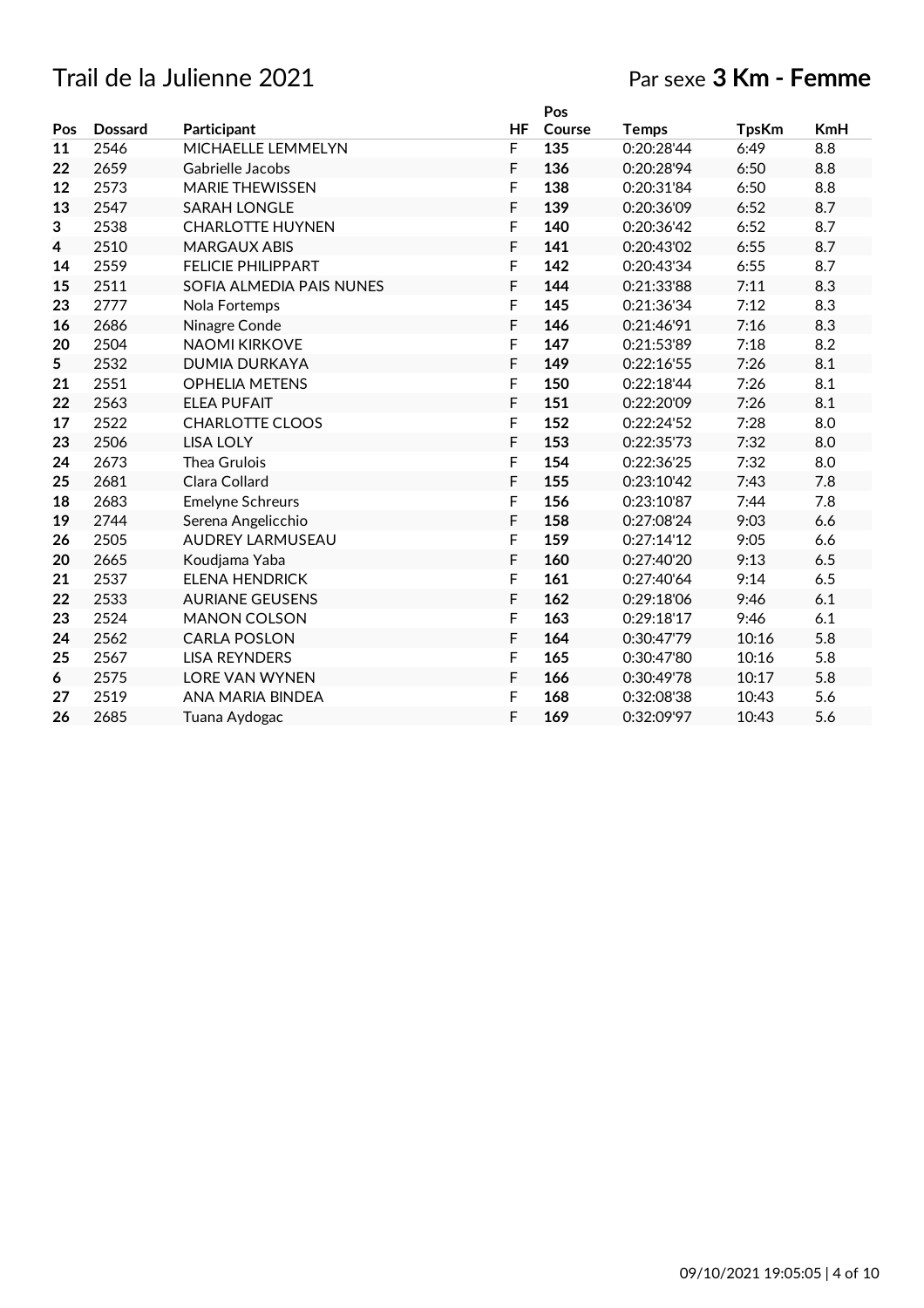# Trail de la Julienne 2021

Par sexe **3 Km - Femme**

| Pos | Dossard | Participant | HF | Pos Course | Temps | TpsKm | KmH |
|---|---|---|---|---|---|---|---|
| **11** | 2546 | MICHAELLE LEMMELYN | F | **135** | 0:20:28'44 | 6:49 | 8.8 |
| **22** | 2659 | Gabrielle Jacobs | F | **136** | 0:20:28'94 | 6:50 | 8.8 |
| **12** | 2573 | MARIE THEWISSEN | F | **138** | 0:20:31'84 | 6:50 | 8.8 |
| **13** | 2547 | SARAH LONGLE | F | **139** | 0:20:36'09 | 6:52 | 8.7 |
| **3** | 2538 | CHARLOTTE HUYNEN | F | **140** | 0:20:36'42 | 6:52 | 8.7 |
| **4** | 2510 | MARGAUX ABIS | F | **141** | 0:20:43'02 | 6:55 | 8.7 |
| **14** | 2559 | FELICIE PHILIPPART | F | **142** | 0:20:43'34 | 6:55 | 8.7 |
| **15** | 2511 | SOFIA ALMEDIA PAIS NUNES | F | **144** | 0:21:33'88 | 7:11 | 8.3 |
| **23** | 2777 | Nola Fortemps | F | **145** | 0:21:36'34 | 7:12 | 8.3 |
| **16** | 2686 | Ninagre Conde | F | **146** | 0:21:46'91 | 7:16 | 8.3 |
| **20** | 2504 | NAOMI KIRKOVE | F | **147** | 0:21:53'89 | 7:18 | 8.2 |
| **5** | 2532 | DUMIA DURKAYA | F | **149** | 0:22:16'55 | 7:26 | 8.1 |
| **21** | 2551 | OPHELIA METENS | F | **150** | 0:22:18'44 | 7:26 | 8.1 |
| **22** | 2563 | ELEA PUFAIT | F | **151** | 0:22:20'09 | 7:26 | 8.1 |
| **17** | 2522 | CHARLOTTE CLOOS | F | **152** | 0:22:24'52 | 7:28 | 8.0 |
| **23** | 2506 | LISA LOLY | F | **153** | 0:22:35'73 | 7:32 | 8.0 |
| **24** | 2673 | Thea Grulois | F | **154** | 0:22:36'25 | 7:32 | 8.0 |
| **25** | 2681 | Clara Collard | F | **155** | 0:23:10'42 | 7:43 | 7.8 |
| **18** | 2683 | Emelyne Schreurs | F | **156** | 0:23:10'87 | 7:44 | 7.8 |
| **19** | 2744 | Serena Angelicchio | F | **158** | 0:27:08'24 | 9:03 | 6.6 |
| **26** | 2505 | AUDREY LARMUSEAU | F | **159** | 0:27:14'12 | 9:05 | 6.6 |
| **20** | 2665 | Koudjama Yaba | F | **160** | 0:27:40'20 | 9:13 | 6.5 |
| **21** | 2537 | ELENA HENDRICK | F | **161** | 0:27:40'64 | 9:14 | 6.5 |
| **22** | 2533 | AURIANE GEUSENS | F | **162** | 0:29:18'06 | 9:46 | 6.1 |
| **23** | 2524 | MANON COLSON | F | **163** | 0:29:18'17 | 9:46 | 6.1 |
| **24** | 2562 | CARLA POSLON | F | **164** | 0:30:47'79 | 10:16 | 5.8 |
| **25** | 2567 | LISA REYNDERS | F | **165** | 0:30:47'80 | 10:16 | 5.8 |
| **6** | 2575 | LORE VAN WYNEN | F | **166** | 0:30:49'78 | 10:17 | 5.8 |
| **27** | 2519 | ANA MARIA BINDEA | F | **168** | 0:32:08'38 | 10:43 | 5.6 |
| **26** | 2685 | Tuana Aydogac | F | **169** | 0:32:09'97 | 10:43 | 5.6 |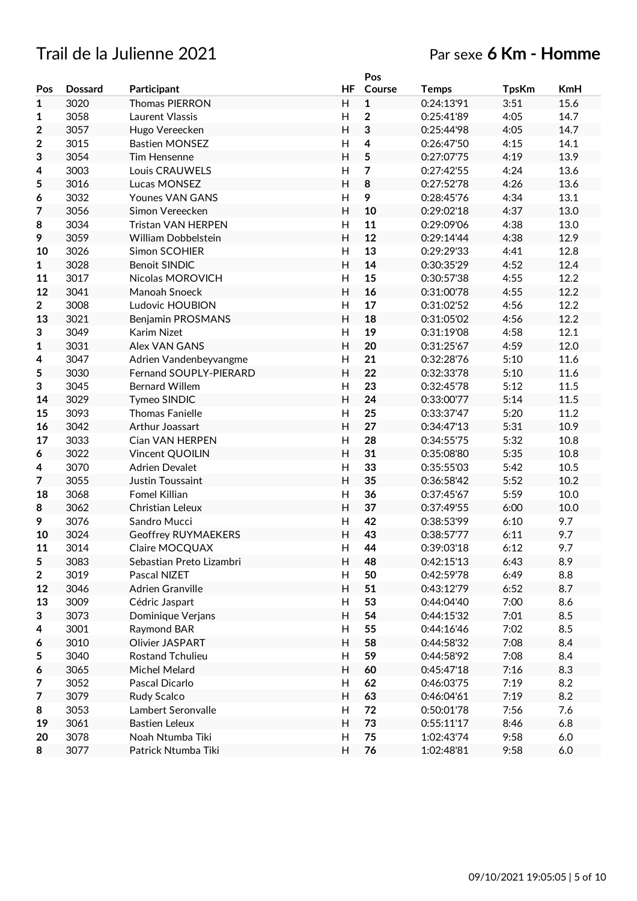# Trail de la Julienne 2021

Par sexe **6 Km - Homme**

| Pos | Dossard | Participant | HF | Pos Course | Temps | TpsKm | KmH |
|---|---|---|---|---|---|---|---|
| 1 | 3020 | Thomas PIERRON | H | **1** | 0:24:13'91 | 3:51 | 15.6 |
| 1 | 3058 | Laurent Vlassis | H | **2** | 0:25:41'89 | 4:05 | 14.7 |
| 2 | 3057 | Hugo Vereecken | H | **3** | 0:25:44'98 | 4:05 | 14.7 |
| 2 | 3015 | Bastien MONSEZ | H | **4** | 0:26:47'50 | 4:15 | 14.1 |
| 3 | 3054 | Tim Hensenne | H | **5** | 0:27:07'75 | 4:19 | 13.9 |
| 4 | 3003 | Louis CRAUWELS | H | **7** | 0:27:42'55 | 4:24 | 13.6 |
| 5 | 3016 | Lucas MONSEZ | H | **8** | 0:27:52'78 | 4:26 | 13.6 |
| 6 | 3032 | Younes VAN GANS | H | **9** | 0:28:45'76 | 4:34 | 13.1 |
| 7 | 3056 | Simon Vereecken | H | **10** | 0:29:02'18 | 4:37 | 13.0 |
| 8 | 3034 | Tristan VAN HERPEN | H | **11** | 0:29:09'06 | 4:38 | 13.0 |
| 9 | 3059 | William Dobbelstein | H | **12** | 0:29:14'44 | 4:38 | 12.9 |
| 10 | 3026 | Simon SCOHIER | H | **13** | 0:29:29'33 | 4:41 | 12.8 |
| 1 | 3028 | Benoit SINDIC | H | **14** | 0:30:35'29 | 4:52 | 12.4 |
| 11 | 3017 | Nicolas MOROVICH | H | **15** | 0:30:57'38 | 4:55 | 12.2 |
| 12 | 3041 | Manoah Snoeck | H | **16** | 0:31:00'78 | 4:55 | 12.2 |
| 2 | 3008 | Ludovic HOUBION | H | **17** | 0:31:02'52 | 4:56 | 12.2 |
| 13 | 3021 | Benjamin PROSMANS | H | **18** | 0:31:05'02 | 4:56 | 12.2 |
| 3 | 3049 | Karim Nizet | H | **19** | 0:31:19'08 | 4:58 | 12.1 |
| 1 | 3031 | Alex VAN GANS | H | **20** | 0:31:25'67 | 4:59 | 12.0 |
| 4 | 3047 | Adrien Vandenbeyvangme | H | **21** | 0:32:28'76 | 5:10 | 11.6 |
| 5 | 3030 | Fernand SOUPLY-PIERARD | H | **22** | 0:32:33'78 | 5:10 | 11.6 |
| 3 | 3045 | Bernard Willem | H | **23** | 0:32:45'78 | 5:12 | 11.5 |
| 14 | 3029 | Tymeo SINDIC | H | **24** | 0:33:00'77 | 5:14 | 11.5 |
| 15 | 3093 | Thomas Fanielle | H | **25** | 0:33:37'47 | 5:20 | 11.2 |
| 16 | 3042 | Arthur Joassart | H | **27** | 0:34:47'13 | 5:31 | 10.9 |
| 17 | 3033 | Cian VAN HERPEN | H | **28** | 0:34:55'75 | 5:32 | 10.8 |
| 6 | 3022 | Vincent QUOILIN | H | **31** | 0:35:08'80 | 5:35 | 10.8 |
| 4 | 3070 | Adrien Devalet | H | **33** | 0:35:55'03 | 5:42 | 10.5 |
| 7 | 3055 | Justin Toussaint | H | **35** | 0:36:58'42 | 5:52 | 10.2 |
| 18 | 3068 | Fomel Killian | H | **36** | 0:37:45'67 | 5:59 | 10.0 |
| 8 | 3062 | Christian Leleux | H | **37** | 0:37:49'55 | 6:00 | 10.0 |
| 9 | 3076 | Sandro Mucci | H | **42** | 0:38:53'99 | 6:10 | 9.7 |
| 10 | 3024 | Geoffrey RUYMAEKERS | H | **43** | 0:38:57'77 | 6:11 | 9.7 |
| 11 | 3014 | Claire MOCQUAX | H | **44** | 0:39:03'18 | 6:12 | 9.7 |
| 5 | 3083 | Sebastian Preto Lizambri | H | **48** | 0:42:15'13 | 6:43 | 8.9 |
| 2 | 3019 | Pascal NIZET | H | **50** | 0:42:59'78 | 6:49 | 8.8 |
| 12 | 3046 | Adrien Granville | H | **51** | 0:43:12'79 | 6:52 | 8.7 |
| 13 | 3009 | Cédric Jaspart | H | **53** | 0:44:04'40 | 7:00 | 8.6 |
| 3 | 3073 | Dominique Verjans | H | **54** | 0:44:15'32 | 7:01 | 8.5 |
| 4 | 3001 | Raymond BAR | H | **55** | 0:44:16'46 | 7:02 | 8.5 |
| 6 | 3010 | Olivier JASPART | H | **58** | 0:44:58'32 | 7:08 | 8.4 |
| 5 | 3040 | Rostand Tchulieu | H | **59** | 0:44:58'92 | 7:08 | 8.4 |
| 6 | 3065 | Michel Melard | H | **60** | 0:45:47'18 | 7:16 | 8.3 |
| 7 | 3052 | Pascal Dicarlo | H | **62** | 0:46:03'75 | 7:19 | 8.2 |
| 7 | 3079 | Rudy Scalco | H | **63** | 0:46:04'61 | 7:19 | 8.2 |
| 8 | 3053 | Lambert Seronvalle | H | **72** | 0:50:01'78 | 7:56 | 7.6 |
| 19 | 3061 | Bastien Leleux | H | **73** | 0:55:11'17 | 8:46 | 6.8 |
| 20 | 3078 | Noah Ntumba Tiki | H | **75** | 1:02:43'74 | 9:58 | 6.0 |
| 8 | 3077 | Patrick Ntumba Tiki | H | **76** | 1:02:48'81 | 9:58 | 6.0 |

09/10/2021 19:05:05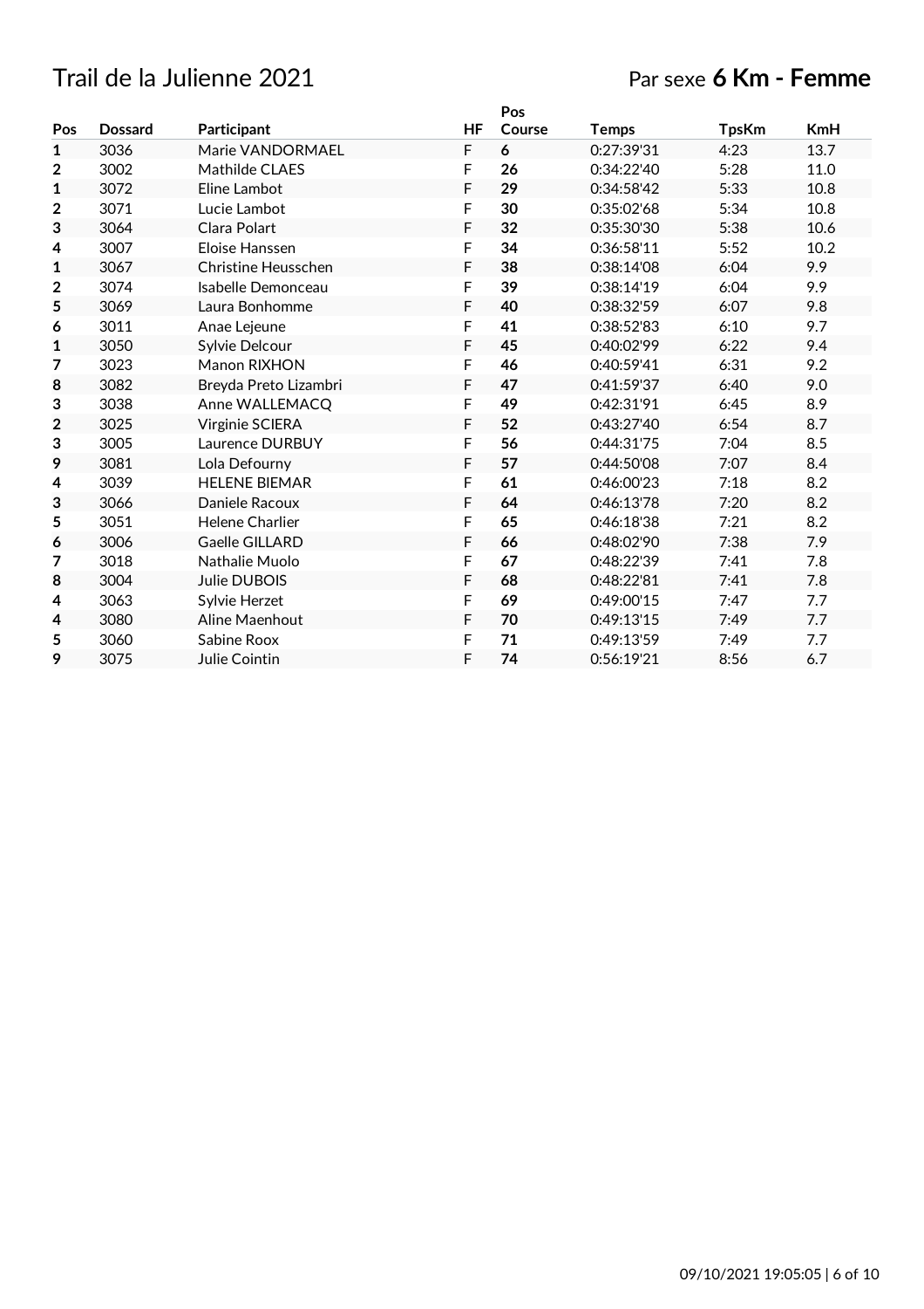# Trail de la Julienne 2021

Par sexe **6 Km - Femme**

| Pos | Dossard | Participant | HF | Pos Course | Temps | TpsKm | KmH |
|---|---|---|---|---|---|---|---|
| **1** | 3036 | Marie VANDORMAEL | F | **6** | 0:27:39'31 | 4:23 | 13.7 |
| **2** | 3002 | Mathilde CLAES | F | **26** | 0:34:22'40 | 5:28 | 11.0 |
| **1** | 3072 | Eline Lambot | F | **29** | 0:34:58'42 | 5:33 | 10.8 |
| **2** | 3071 | Lucie Lambot | F | **30** | 0:35:02'68 | 5:34 | 10.8 |
| **3** | 3064 | Clara Polart | F | **32** | 0:35:30'30 | 5:38 | 10.6 |
| **4** | 3007 | Eloise Hanssen | F | **34** | 0:36:58'11 | 5:52 | 10.2 |
| **1** | 3067 | Christine Heusschen | F | **38** | 0:38:14'08 | 6:04 | 9.9 |
| **2** | 3074 | Isabelle Demonceau | F | **39** | 0:38:14'19 | 6:04 | 9.9 |
| **5** | 3069 | Laura Bonhomme | F | **40** | 0:38:32'59 | 6:07 | 9.8 |
| **6** | 3011 | Anae Lejeune | F | **41** | 0:38:52'83 | 6:10 | 9.7 |
| **1** | 3050 | Sylvie Delcour | F | **45** | 0:40:02'99 | 6:22 | 9.4 |
| **7** | 3023 | Manon RIXHON | F | **46** | 0:40:59'41 | 6:31 | 9.2 |
| **8** | 3082 | Breyda Preto Lizambri | F | **47** | 0:41:59'37 | 6:40 | 9.0 |
| **3** | 3038 | Anne WALLEMACQ | F | **49** | 0:42:31'91 | 6:45 | 8.9 |
| **2** | 3025 | Virginie SCIERA | F | **52** | 0:43:27'40 | 6:54 | 8.7 |
| **3** | 3005 | Laurence DURBUY | F | **56** | 0:44:31'75 | 7:04 | 8.5 |
| **9** | 3081 | Lola Defourny | F | **57** | 0:44:50'08 | 7:07 | 8.4 |
| **4** | 3039 | HELENE BIEMAR | F | **61** | 0:46:00'23 | 7:18 | 8.2 |
| **3** | 3066 | Daniele Racoux | F | **64** | 0:46:13'78 | 7:20 | 8.2 |
| **5** | 3051 | Helene Charlier | F | **65** | 0:46:18'38 | 7:21 | 8.2 |
| **6** | 3006 | Gaelle GILLARD | F | **66** | 0:48:02'90 | 7:38 | 7.9 |
| **7** | 3018 | Nathalie Muolo | F | **67** | 0:48:22'39 | 7:41 | 7.8 |
| **8** | 3004 | Julie DUBOIS | F | **68** | 0:48:22'81 | 7:41 | 7.8 |
| **4** | 3063 | Sylvie Herzet | F | **69** | 0:49:00'15 | 7:47 | 7.7 |
| **4** | 3080 | Aline Maenhout | F | **70** | 0:49:13'15 | 7:49 | 7.7 |
| **5** | 3060 | Sabine Roox | F | **71** | 0:49:13'59 | 7:49 | 7.7 |
| **9** | 3075 | Julie Cointin | F | **74** | 0:56:19'21 | 8:56 | 6.7 |

09/10/2021 19:05:05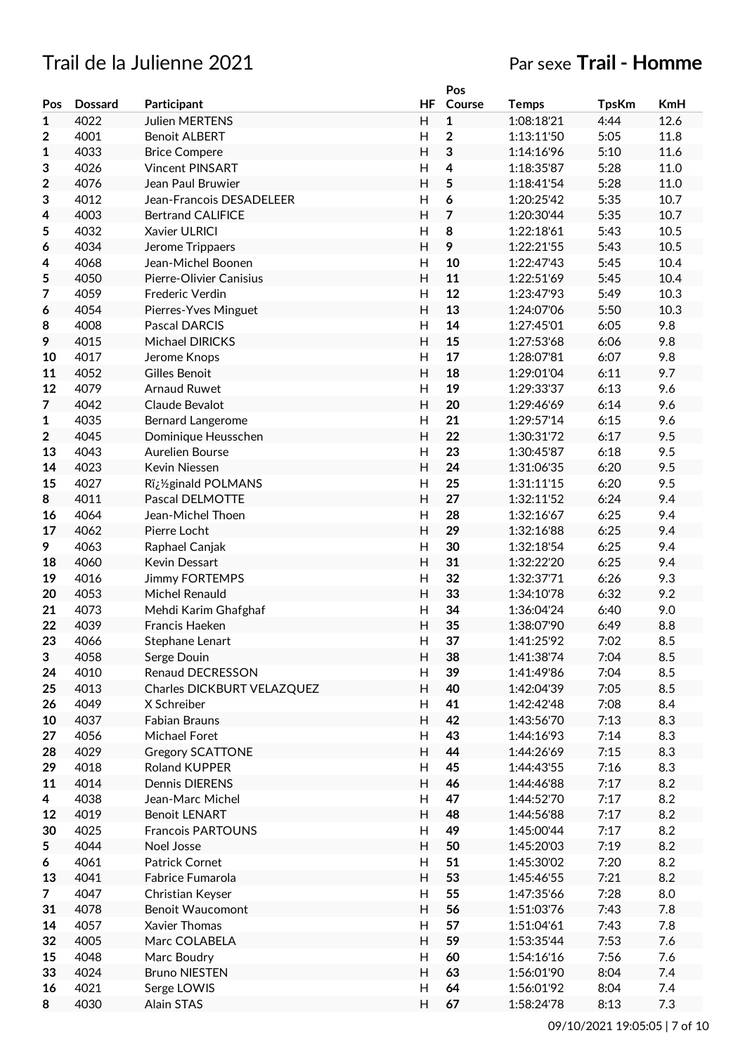# Trail de la Julienne 2021

Par sexe **Trail - Homme**

| Pos | Dossard | Participant | HF | Pos Course | Temps | TpsKm | KmH |
|---|---|---|---|---|---|---|---|
| 1 | 4022 | Julien MERTENS | H | 1 | 1:08:18'21 | 4:44 | 12.6 |
| 2 | 4001 | Benoit ALBERT | H | 2 | 1:13:11'50 | 5:05 | 11.8 |
| 1 | 4033 | Brice Compere | H | 3 | 1:14:16'96 | 5:10 | 11.6 |
| 3 | 4026 | Vincent PINSART | H | 4 | 1:18:35'87 | 5:28 | 11.0 |
| 2 | 4076 | Jean Paul Bruwier | H | 5 | 1:18:41'54 | 5:28 | 11.0 |
| 3 | 4012 | Jean-Francois DESADELEER | H | 6 | 1:20:25'42 | 5:35 | 10.7 |
| 4 | 4003 | Bertrand CALIFICE | H | 7 | 1:20:30'44 | 5:35 | 10.7 |
| 5 | 4032 | Xavier ULRICI | H | 8 | 1:22:18'61 | 5:43 | 10.5 |
| 6 | 4034 | Jerome Trippaers | H | 9 | 1:22:21'55 | 5:43 | 10.5 |
| 4 | 4068 | Jean-Michel Boonen | H | 10 | 1:22:47'43 | 5:45 | 10.4 |
| 5 | 4050 | Pierre-Olivier Canisius | H | 11 | 1:22:51'69 | 5:45 | 10.4 |
| 7 | 4059 | Frederic Verdin | H | 12 | 1:23:47'93 | 5:49 | 10.3 |
| 6 | 4054 | Pierres-Yves Minguet | H | 13 | 1:24:07'06 | 5:50 | 10.3 |
| 8 | 4008 | Pascal DARCIS | H | 14 | 1:27:45'01 | 6:05 | 9.8 |
| 9 | 4015 | Michael DIRICKS | H | 15 | 1:27:53'68 | 6:06 | 9.8 |
| 10 | 4017 | Jerome Knops | H | 17 | 1:28:07'81 | 6:07 | 9.8 |
| 11 | 4052 | Gilles Benoit | H | 18 | 1:29:01'04 | 6:11 | 9.7 |
| 12 | 4079 | Arnaud Ruwet | H | 19 | 1:29:33'37 | 6:13 | 9.6 |
| 7 | 4042 | Claude Bevalot | H | 20 | 1:29:46'69 | 6:14 | 9.6 |
| 1 | 4035 | Bernard Langerome | H | 21 | 1:29:57'14 | 6:15 | 9.6 |
| 2 | 4045 | Dominique Heusschen | H | 22 | 1:30:31'72 | 6:17 | 9.5 |
| 13 | 4043 | Aurelien Bourse | H | 23 | 1:30:45'87 | 6:18 | 9.5 |
| 14 | 4023 | Kevin Niessen | H | 24 | 1:31:06'35 | 6:20 | 9.5 |
| 15 | 4027 | Rï¿½ginald POLMANS | H | 25 | 1:31:11'15 | 6:20 | 9.5 |
| 8 | 4011 | Pascal DELMOTTE | H | 27 | 1:32:11'52 | 6:24 | 9.4 |
| 16 | 4064 | Jean-Michel Thoen | H | 28 | 1:32:16'67 | 6:25 | 9.4 |
| 17 | 4062 | Pierre Locht | H | 29 | 1:32:16'88 | 6:25 | 9.4 |
| 9 | 4063 | Raphael Canjak | H | 30 | 1:32:18'54 | 6:25 | 9.4 |
| 18 | 4060 | Kevin Dessart | H | 31 | 1:32:22'20 | 6:25 | 9.4 |
| 19 | 4016 | Jimmy FORTEMPS | H | 32 | 1:32:37'71 | 6:26 | 9.3 |
| 20 | 4053 | Michel Renauld | H | 33 | 1:34:10'78 | 6:32 | 9.2 |
| 21 | 4073 | Mehdi Karim Ghafghaf | H | 34 | 1:36:04'24 | 6:40 | 9.0 |
| 22 | 4039 | Francis Haeken | H | 35 | 1:38:07'90 | 6:49 | 8.8 |
| 23 | 4066 | Stephane Lenart | H | 37 | 1:41:25'92 | 7:02 | 8.5 |
| 3 | 4058 | Serge Douin | H | 38 | 1:41:38'74 | 7:04 | 8.5 |
| 24 | 4010 | Renaud DECRESSON | H | 39 | 1:41:49'86 | 7:04 | 8.5 |
| 25 | 4013 | Charles DICKBURT VELAZQUEZ | H | 40 | 1:42:04'39 | 7:05 | 8.5 |
| 26 | 4049 | X Schreiber | H | 41 | 1:42:42'48 | 7:08 | 8.4 |
| 10 | 4037 | Fabian Brauns | H | 42 | 1:43:56'70 | 7:13 | 8.3 |
| 27 | 4056 | Michael Foret | H | 43 | 1:44:16'93 | 7:14 | 8.3 |
| 28 | 4029 | Gregory SCATTONE | H | 44 | 1:44:26'69 | 7:15 | 8.3 |
| 29 | 4018 | Roland KUPPER | H | 45 | 1:44:43'55 | 7:16 | 8.3 |
| 11 | 4014 | Dennis DIERENS | H | 46 | 1:44:46'88 | 7:17 | 8.2 |
| 4 | 4038 | Jean-Marc Michel | H | 47 | 1:44:52'70 | 7:17 | 8.2 |
| 12 | 4019 | Benoit LENART | H | 48 | 1:44:56'88 | 7:17 | 8.2 |
| 30 | 4025 | Francois PARTOUNS | H | 49 | 1:45:00'44 | 7:17 | 8.2 |
| 5 | 4044 | Noel Josse | H | 50 | 1:45:20'03 | 7:19 | 8.2 |
| 6 | 4061 | Patrick Cornet | H | 51 | 1:45:30'02 | 7:20 | 8.2 |
| 13 | 4041 | Fabrice Fumarola | H | 53 | 1:45:46'55 | 7:21 | 8.2 |
| 7 | 4047 | Christian Keyser | H | 55 | 1:47:35'66 | 7:28 | 8.0 |
| 31 | 4078 | Benoit Waucomont | H | 56 | 1:51:03'76 | 7:43 | 7.8 |
| 14 | 4057 | Xavier Thomas | H | 57 | 1:51:04'61 | 7:43 | 7.8 |
| 32 | 4005 | Marc COLABELA | H | 59 | 1:53:35'44 | 7:53 | 7.6 |
| 15 | 4048 | Marc Boudry | H | 60 | 1:54:16'16 | 7:56 | 7.6 |
| 33 | 4024 | Bruno NIESTEN | H | 63 | 1:56:01'90 | 8:04 | 7.4 |
| 16 | 4021 | Serge LOWIS | H | 64 | 1:56:01'92 | 8:04 | 7.4 |
| 8 | 4030 | Alain STAS | H | 67 | 1:58:24'78 | 8:13 | 7.3 |

09/10/2021 19:05:05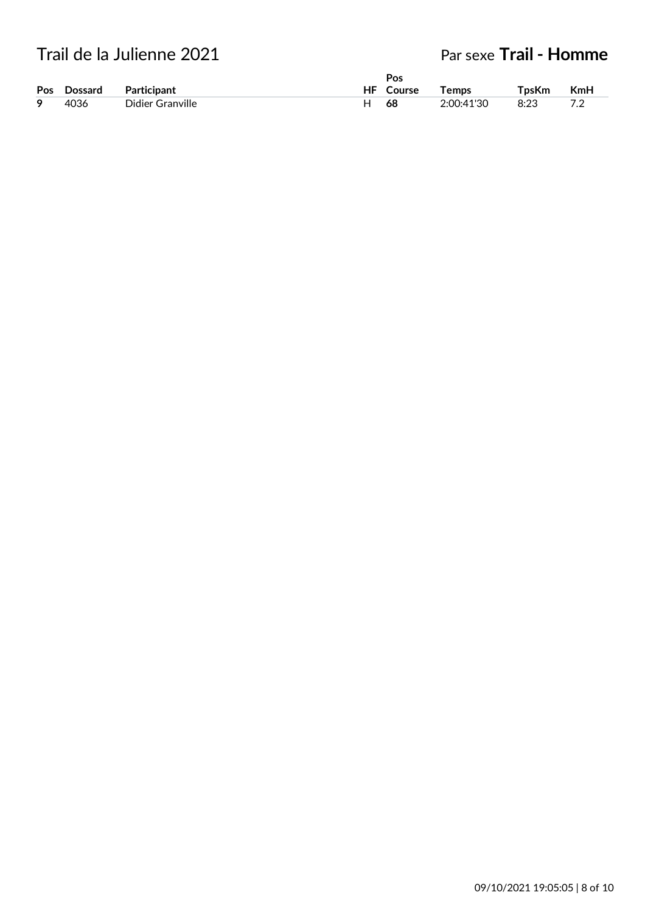# Trail de la Julienne 2021

Par sexe **Trail - Homme**

| Pos | Dossard | Participant | HF | Pos Course | Temps | TpsKm | KmH |
|---|---|---|---|---|---|---|---|
| **9** | 4036 | Didier Granville | H | **68** | 2:00:41'30 | 8:23 | 7.2 |

09/10/2021 19:05:05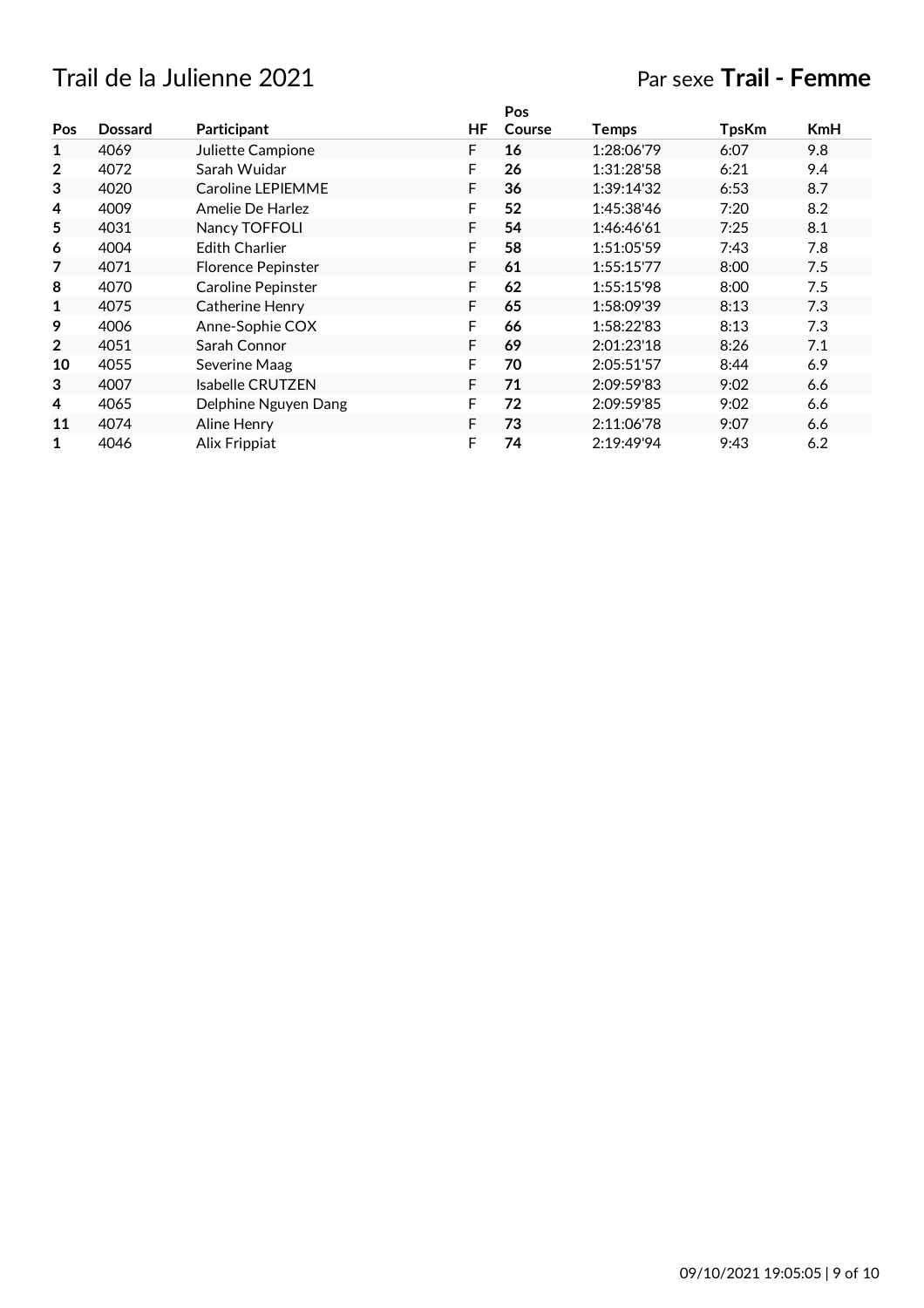# Trail de la Julienne 2021

Par sexe **Trail - Femme**

| Pos | Dossard | Participant | HF | Pos Course | Temps | TpsKm | KmH |
|---|---|---|---|---|---|---|---|
| **1** | 4069 | Juliette Campione | F | **16** | 1:28:06'79 | 6:07 | 9.8 |
| **2** | 4072 | Sarah Wuidar | F | **26** | 1:31:28'58 | 6:21 | 9.4 |
| **3** | 4020 | Caroline LEPIEMME | F | **36** | 1:39:14'32 | 6:53 | 8.7 |
| **4** | 4009 | Amelie De Harlez | F | **52** | 1:45:38'46 | 7:20 | 8.2 |
| **5** | 4031 | Nancy TOFFOLI | F | **54** | 1:46:46'61 | 7:25 | 8.1 |
| **6** | 4004 | Edith Charlier | F | **58** | 1:51:05'59 | 7:43 | 7.8 |
| **7** | 4071 | Florence Pepinster | F | **61** | 1:55:15'77 | 8:00 | 7.5 |
| **8** | 4070 | Caroline Pepinster | F | **62** | 1:55:15'98 | 8:00 | 7.5 |
| **1** | 4075 | Catherine Henry | F | **65** | 1:58:09'39 | 8:13 | 7.3 |
| **9** | 4006 | Anne-Sophie COX | F | **66** | 1:58:22'83 | 8:13 | 7.3 |
| **2** | 4051 | Sarah Connor | F | **69** | 2:01:23'18 | 8:26 | 7.1 |
| **10** | 4055 | Severine Maag | F | **70** | 2:05:51'57 | 8:44 | 6.9 |
| **3** | 4007 | Isabelle CRUTZEN | F | **71** | 2:09:59'83 | 9:02 | 6.6 |
| **4** | 4065 | Delphine Nguyen Dang | F | **72** | 2:09:59'85 | 9:02 | 6.6 |
| **11** | 4074 | Aline Henry | F | **73** | 2:11:06'78 | 9:07 | 6.6 |
| **1** | 4046 | Alix Frippiat | F | **74** | 2:19:49'94 | 9:43 | 6.2 |